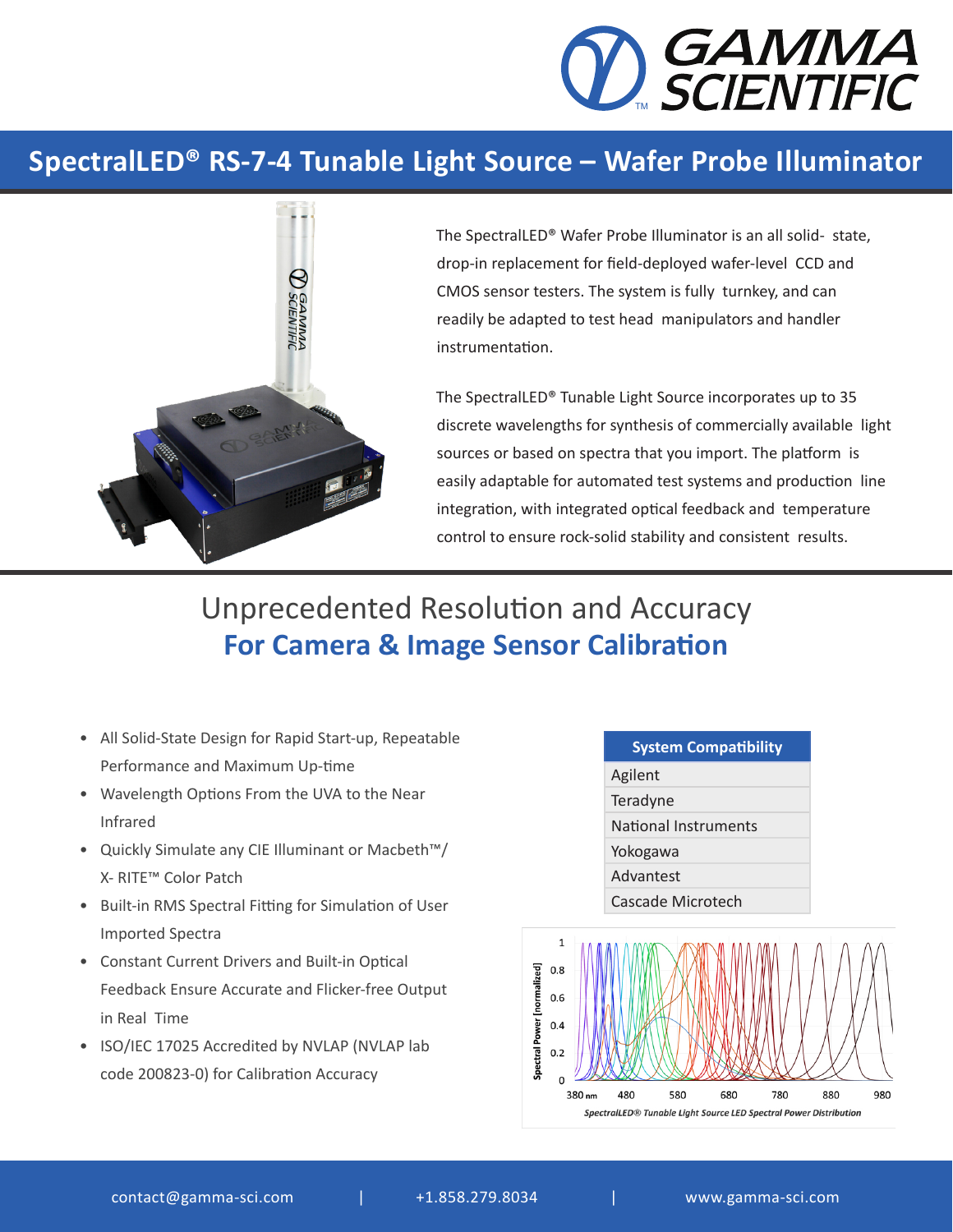# SpectralLED® RS-7-4 Tunable Light Source – Wafer Probe Illuminator

The SpectralLED® Wafer Probe Illuminator is an all solid- state, drop-in replacement for field-deployed wafer-level CCD and CMOS sensor testers. The system is fully turnkey, and can readily be adapted to test head manipulators and handler instrumentation.

The SpectralLED® Tunable Light Source incorporates up to 35 discrete wavelengths for synthesis of commercially available light sources or based on spectra that you import. The platform is easily adaptable for automated test systems and production line integration, with integrated optical feedback and temperature control to ensure rock-solid stability and consistent results.

## Unprecedented Resolution and Accuracy
## **For Camera & Image Sensor Calibration**

- All Solid-State Design for Rapid Start-up, Repeatable Performance and Maximum Up-time
- Wavelength Options From the UVA to the Near Infrared
- Quickly Simulate any CIE Illuminant or Macbeth™/ X- RITE™ Color Patch
- Built-in RMS Spectral Fitting for Simulation of User Imported Spectra
- Constant Current Drivers and Built-in Optical Feedback Ensure Accurate and Flicker-free Output in Real Time
- ISO/IEC 17025 Accredited by NVLAP (NVLAP lab code 200823-0) for Calibration Accuracy

| System Compatibility |
| --- |
| Agilent |
| Teradyne |
| National Instruments |
| Yokogawa |
| Advantest |
| Cascade Microtech |

*SpectralLED® Tunable Light Source LED Spectral Power Distribution*

contact@gamma-sci.com | +1.858.279.8034 | www.gamma-sci.com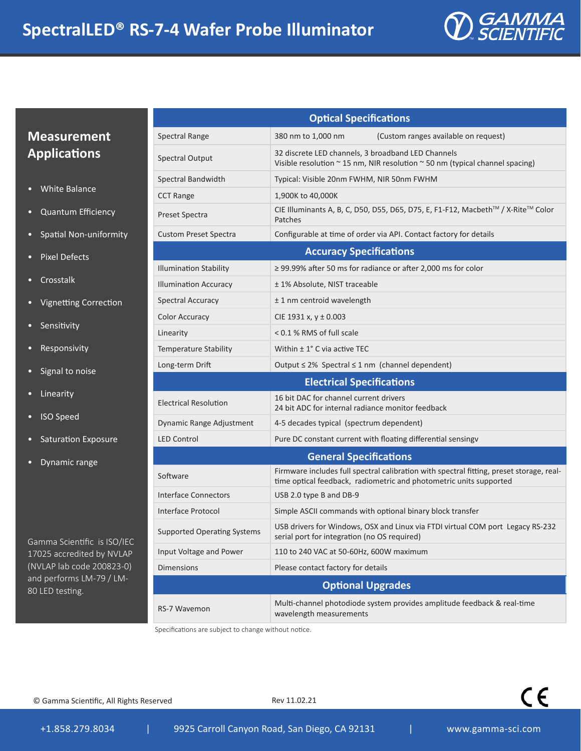# SpectralLED® RS-7-4 Wafer Probe Illuminator

## Measurement Applications

- White Balance
- Quantum Efficiency
- Spatial Non-uniformity
- Pixel Defects
- Crosstalk
- Vignetting Correction
- Sensitivity
- Responsivity
- Signal to noise
- Linearity
- ISO Speed
- Saturation Exposure
- Dynamic range

Gamma Scientific is ISO/IEC 17025 accredited by NVLAP (NVLAP lab code 200823-0) and performs LM-79 / LM-80 LED testing.

| Optical Specifications | |
|---|---|
| Spectral Range | 380 nm to 1,000 nm (Custom ranges available on request) |
| Spectral Output | 32 discrete LED channels, 3 broadband LED Channels<br>Visible resolution ~ 15 nm, NIR resolution ~ 50 nm (typical channel spacing) |
| Spectral Bandwidth | Typical: Visible 20nm FWHM, NIR 50nm FWHM |
| CCT Range | 1,900K to 40,000K |
| Preset Spectra | CIE Illuminants A, B, C, D50, D55, D65, D75, E, F1-F12, Macbeth™ / X-Rite™ Color Patches |
| Custom Preset Spectra | Configurable at time of order via API. Contact factory for details |
| **Accuracy Specifications** | |
| Illumination Stability | ≥ 99.99% after 50 ms for radiance or after 2,000 ms for color |
| Illumination Accuracy | ± 1% Absolute, NIST traceable |
| Spectral Accuracy | ± 1 nm centroid wavelength |
| Color Accuracy | CIE 1931 x, y ± 0.003 |
| Linearity | < 0.1 % RMS of full scale |
| Temperature Stability | Within ± 1° C via active TEC |
| Long-term Drift | Output ≤ 2% Spectral ≤ 1 nm (channel dependent) |
| **Electrical Specifications** | |
| Electrical Resolution | 16 bit DAC for channel current drivers<br>24 bit ADC for internal radiance monitor feedback |
| Dynamic Range Adjustment | 4-5 decades typical (spectrum dependent) |
| LED Control | Pure DC constant current with floating differential sensingv |
| **General Specifications** | |
| Software | Firmware includes full spectral calibration with spectral fitting, preset storage, real-time optical feedback, radiometric and photometric units supported |
| Interface Connectors | USB 2.0 type B and DB-9 |
| Interface Protocol | Simple ASCII commands with optional binary block transfer |
| Supported Operating Systems | USB drivers for Windows, OSX and Linux via FTDI virtual COM port Legacy RS-232 serial port for integration (no OS required) |
| Input Voltage and Power | 110 to 240 VAC at 50-60Hz, 600W maximum |
| Dimensions | Please contact factory for details |
| **Optional Upgrades** | |
| RS-7 Wavemon | Multi-channel photodiode system provides amplitude feedback & real-time wavelength measurements |

Specifications are subject to change without notice.

© Gamma Scientific, All Rights Reserved

Rev 11.02.21

+1.858.279.8034 | 9925 Carroll Canyon Road, San Diego, CA 92131 | www.gamma-sci.com